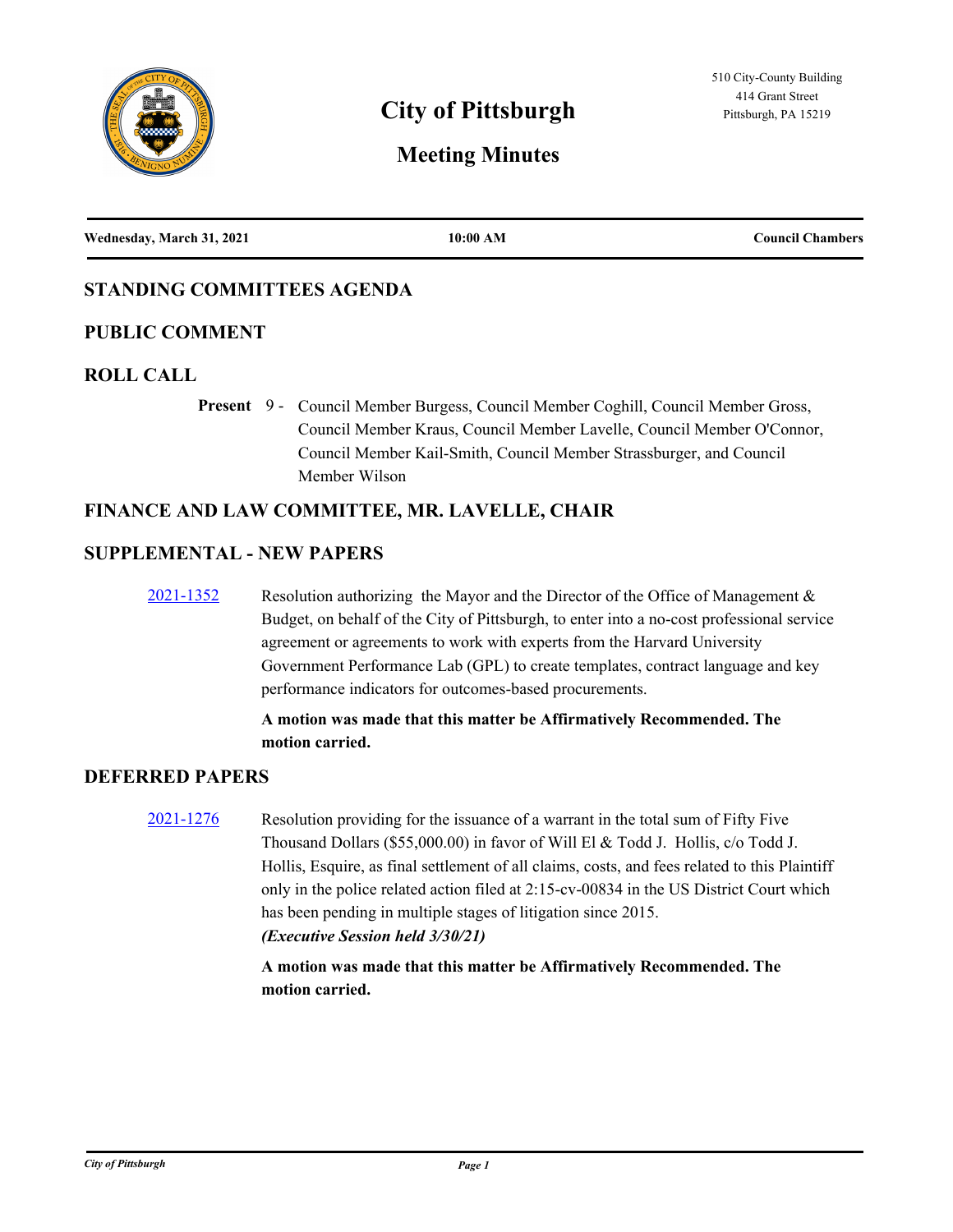510 City-County Building
414 Grant Street
Pittsburgh, PA 15219

# City of Pittsburgh

## Meeting Minutes

**Wednesday, March 31, 2021** | **10:00 AM** | **Council Chambers**

## STANDING COMMITTEES AGENDA

## PUBLIC COMMENT

## ROLL CALL

**Present** 9 - Council Member Burgess, Council Member Coghill, Council Member Gross, Council Member Kraus, Council Member Lavelle, Council Member O'Connor, Council Member Kail-Smith, Council Member Strassburger, and Council Member Wilson

## FINANCE AND LAW COMMITTEE, MR. LAVELLE, CHAIR

## SUPPLEMENTAL - NEW PAPERS

2021-1352 Resolution authorizing the Mayor and the Director of the Office of Management & Budget, on behalf of the City of Pittsburgh, to enter into a no-cost professional service agreement or agreements to work with experts from the Harvard University Government Performance Lab (GPL) to create templates, contract language and key performance indicators for outcomes-based procurements.

**A motion was made that this matter be Affirmatively Recommended. The motion carried.**

## DEFERRED PAPERS

2021-1276 Resolution providing for the issuance of a warrant in the total sum of Fifty Five Thousand Dollars ($55,000.00) in favor of Will El & Todd J. Hollis, c/o Todd J. Hollis, Esquire, as final settlement of all claims, costs, and fees related to this Plaintiff only in the police related action filed at 2:15-cv-00834 in the US District Court which has been pending in multiple stages of litigation since 2015.
***(Executive Session held 3/30/21)***

**A motion was made that this matter be Affirmatively Recommended. The motion carried.**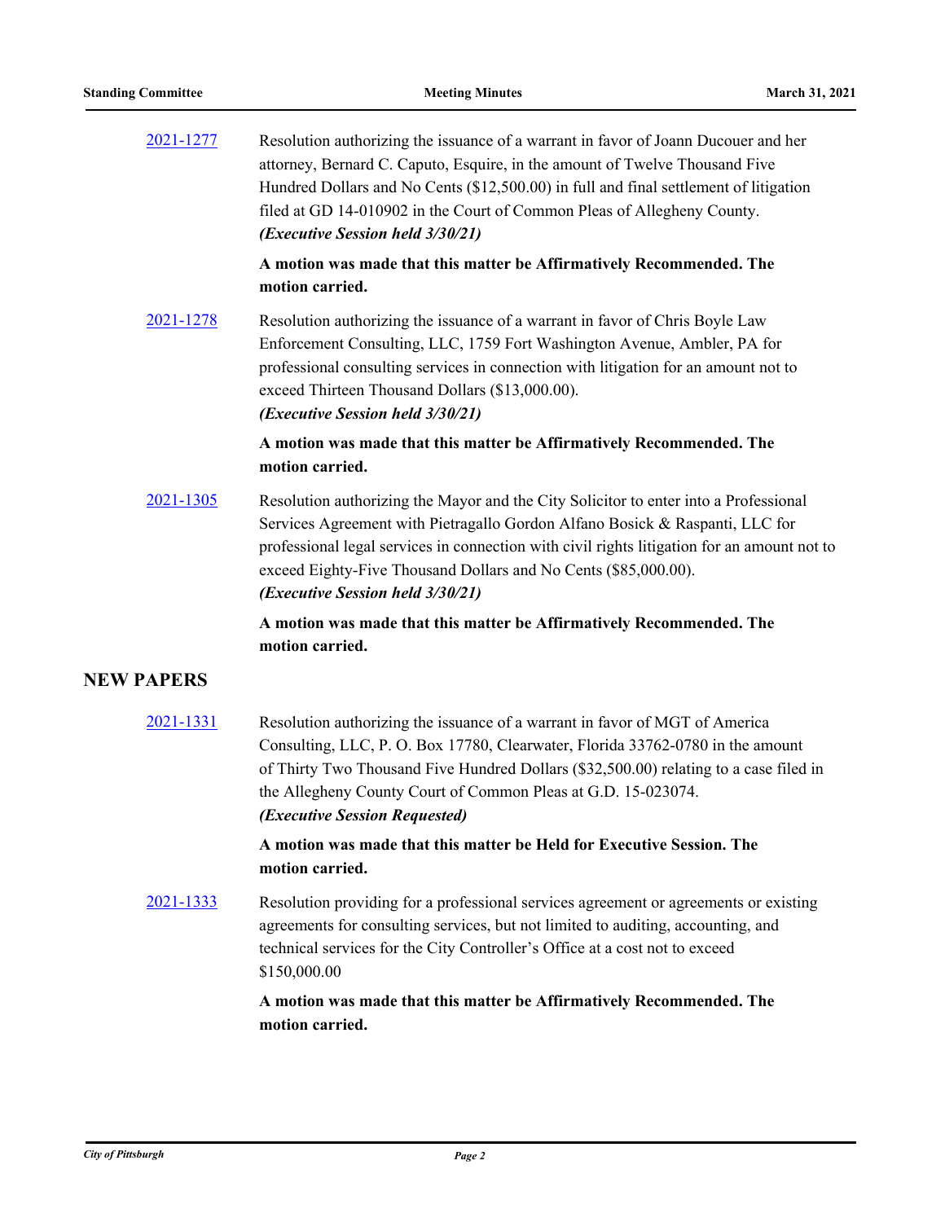2021-1277 Resolution authorizing the issuance of a warrant in favor of Joann Ducouer and her attorney, Bernard C. Caputo, Esquire, in the amount of Twelve Thousand Five Hundred Dollars and No Cents ($12,500.00) in full and final settlement of litigation filed at GD 14-010902 in the Court of Common Pleas of Allegheny County.
***(Executive Session held 3/30/21)***

**A motion was made that this matter be Affirmatively Recommended. The motion carried.**

2021-1278 Resolution authorizing the issuance of a warrant in favor of Chris Boyle Law Enforcement Consulting, LLC, 1759 Fort Washington Avenue, Ambler, PA for professional consulting services in connection with litigation for an amount not to exceed Thirteen Thousand Dollars ($13,000.00).
***(Executive Session held 3/30/21)***

**A motion was made that this matter be Affirmatively Recommended. The motion carried.**

2021-1305 Resolution authorizing the Mayor and the City Solicitor to enter into a Professional Services Agreement with Pietragallo Gordon Alfano Bosick & Raspanti, LLC for professional legal services in connection with civil rights litigation for an amount not to exceed Eighty-Five Thousand Dollars and No Cents ($85,000.00).
***(Executive Session held 3/30/21)***

**A motion was made that this matter be Affirmatively Recommended. The motion carried.**

## NEW PAPERS

2021-1331 Resolution authorizing the issuance of a warrant in favor of MGT of America Consulting, LLC, P. O. Box 17780, Clearwater, Florida 33762-0780 in the amount of Thirty Two Thousand Five Hundred Dollars ($32,500.00) relating to a case filed in the Allegheny County Court of Common Pleas at G.D. 15-023074.
***(Executive Session Requested)***

**A motion was made that this matter be Held for Executive Session. The motion carried.**

2021-1333 Resolution providing for a professional services agreement or agreements or existing agreements for consulting services, but not limited to auditing, accounting, and technical services for the City Controller's Office at a cost not to exceed $150,000.00

**A motion was made that this matter be Affirmatively Recommended. The motion carried.**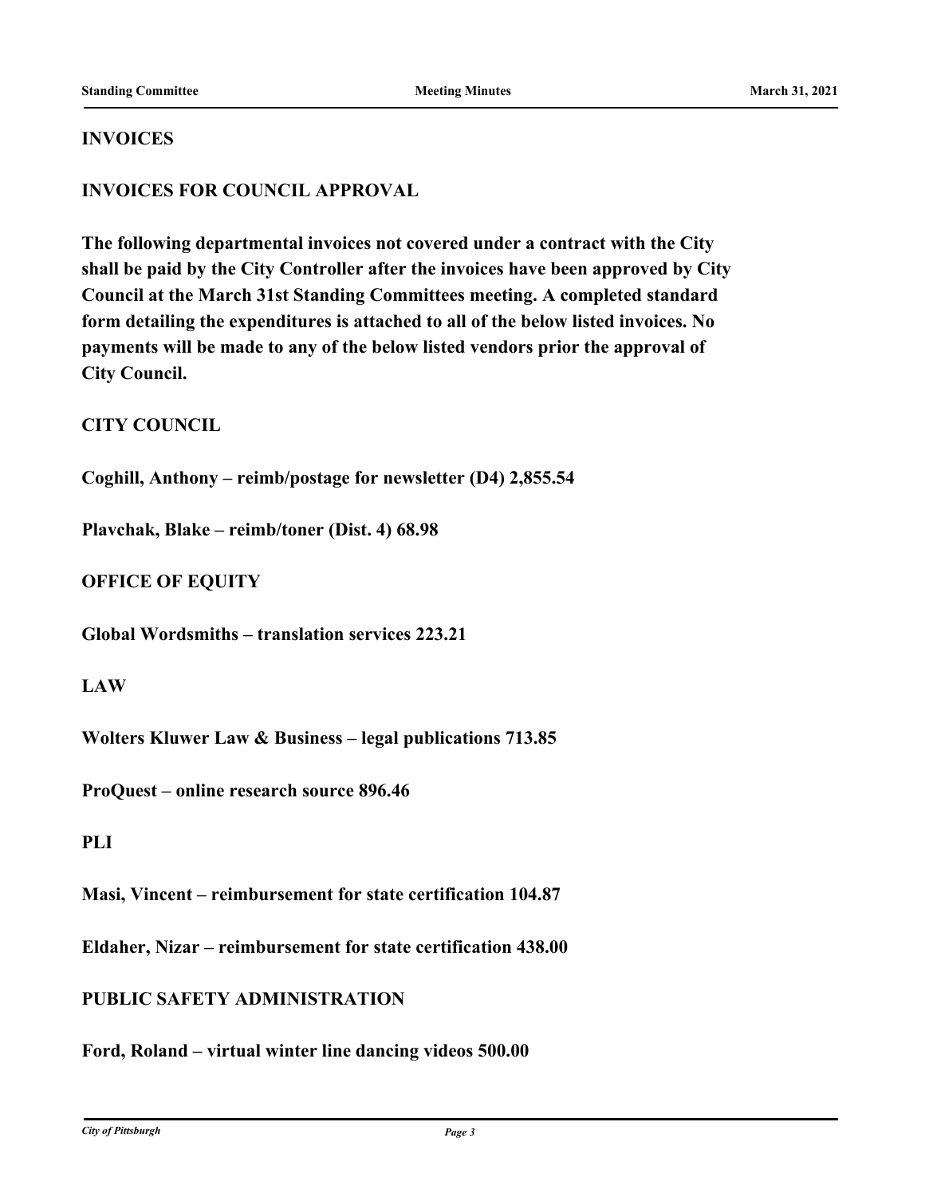**INVOICES**

**INVOICES FOR COUNCIL APPROVAL**

**The following departmental invoices not covered under a contract with the City shall be paid by the City Controller after the invoices have been approved by City Council at the March 31st Standing Committees meeting. A completed standard form detailing the expenditures is attached to all of the below listed invoices. No payments will be made to any of the below listed vendors prior the approval of City Council.**

**CITY COUNCIL**

**Coghill, Anthony – reimb/postage for newsletter (D4) 2,855.54**

**Plavchak, Blake – reimb/toner (Dist. 4) 68.98**

**OFFICE OF EQUITY**

**Global Wordsmiths – translation services 223.21**

**LAW**

**Wolters Kluwer Law & Business – legal publications 713.85**

**ProQuest – online research source 896.46**

**PLI**

**Masi, Vincent – reimbursement for state certification 104.87**

**Eldaher, Nizar – reimbursement for state certification 438.00**

**PUBLIC SAFETY ADMINISTRATION**

**Ford, Roland – virtual winter line dancing videos 500.00**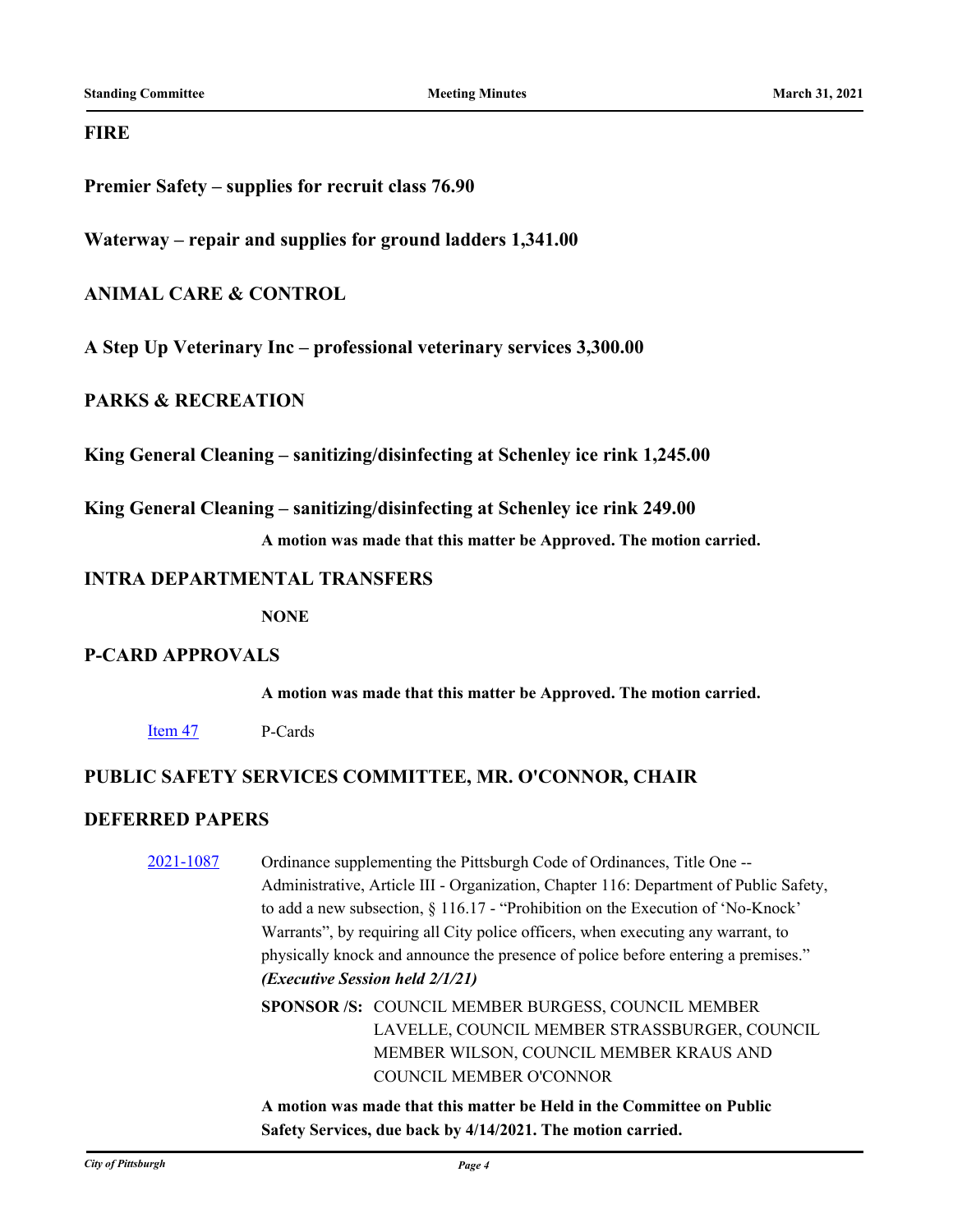## FIRE

**Premier Safety – supplies for recruit class 76.90**

**Waterway – repair and supplies for ground ladders 1,341.00**

## ANIMAL CARE & CONTROL

**A Step Up Veterinary Inc – professional veterinary services 3,300.00**

## PARKS & RECREATION

**King General Cleaning – sanitizing/disinfecting at Schenley ice rink 1,245.00**

**King General Cleaning – sanitizing/disinfecting at Schenley ice rink 249.00**

**A motion was made that this matter be Approved. The motion carried.**

## INTRA DEPARTMENTAL TRANSFERS

**NONE**

## P-CARD APPROVALS

**A motion was made that this matter be Approved. The motion carried.**

Item 47 P-Cards

## PUBLIC SAFETY SERVICES COMMITTEE, MR. O'CONNOR, CHAIR

## DEFERRED PAPERS

2021-1087 Ordinance supplementing the Pittsburgh Code of Ordinances, Title One -- Administrative, Article III - Organization, Chapter 116: Department of Public Safety, to add a new subsection, § 116.17 - "Prohibition on the Execution of 'No-Knock' Warrants", by requiring all City police officers, when executing any warrant, to physically knock and announce the presence of police before entering a premises." ***(Executive Session held 2/1/21)***

**SPONSOR /S:** COUNCIL MEMBER BURGESS, COUNCIL MEMBER LAVELLE, COUNCIL MEMBER STRASSBURGER, COUNCIL MEMBER WILSON, COUNCIL MEMBER KRAUS AND COUNCIL MEMBER O'CONNOR

**A motion was made that this matter be Held in the Committee on Public Safety Services, due back by 4/14/2021. The motion carried.**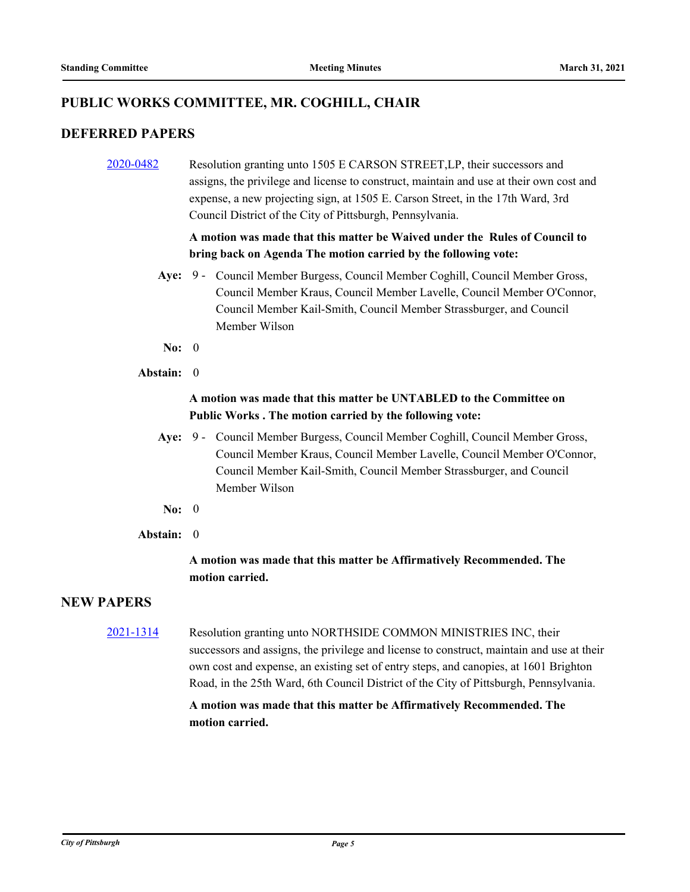## PUBLIC WORKS COMMITTEE, MR. COGHILL, CHAIR

## DEFERRED PAPERS

2020-0482 Resolution granting unto 1505 E CARSON STREET,LP, their successors and assigns, the privilege and license to construct, maintain and use at their own cost and expense, a new projecting sign, at 1505 E. Carson Street, in the 17th Ward, 3rd Council District of the City of Pittsburgh, Pennsylvania.

**A motion was made that this matter be Waived under the Rules of Council to bring back on Agenda The motion carried by the following vote:**

**Aye:** 9 - Council Member Burgess, Council Member Coghill, Council Member Gross, Council Member Kraus, Council Member Lavelle, Council Member O'Connor, Council Member Kail-Smith, Council Member Strassburger, and Council Member Wilson

**No:** 0

**Abstain:** 0

**A motion was made that this matter be UNTABLED to the Committee on Public Works . The motion carried by the following vote:**

**Aye:** 9 - Council Member Burgess, Council Member Coghill, Council Member Gross, Council Member Kraus, Council Member Lavelle, Council Member O'Connor, Council Member Kail-Smith, Council Member Strassburger, and Council Member Wilson

**No:** 0

**Abstain:** 0

**A motion was made that this matter be Affirmatively Recommended. The motion carried.**

## NEW PAPERS

2021-1314 Resolution granting unto NORTHSIDE COMMON MINISTRIES INC, their successors and assigns, the privilege and license to construct, maintain and use at their own cost and expense, an existing set of entry steps, and canopies, at 1601 Brighton Road, in the 25th Ward, 6th Council District of the City of Pittsburgh, Pennsylvania.

**A motion was made that this matter be Affirmatively Recommended. The motion carried.**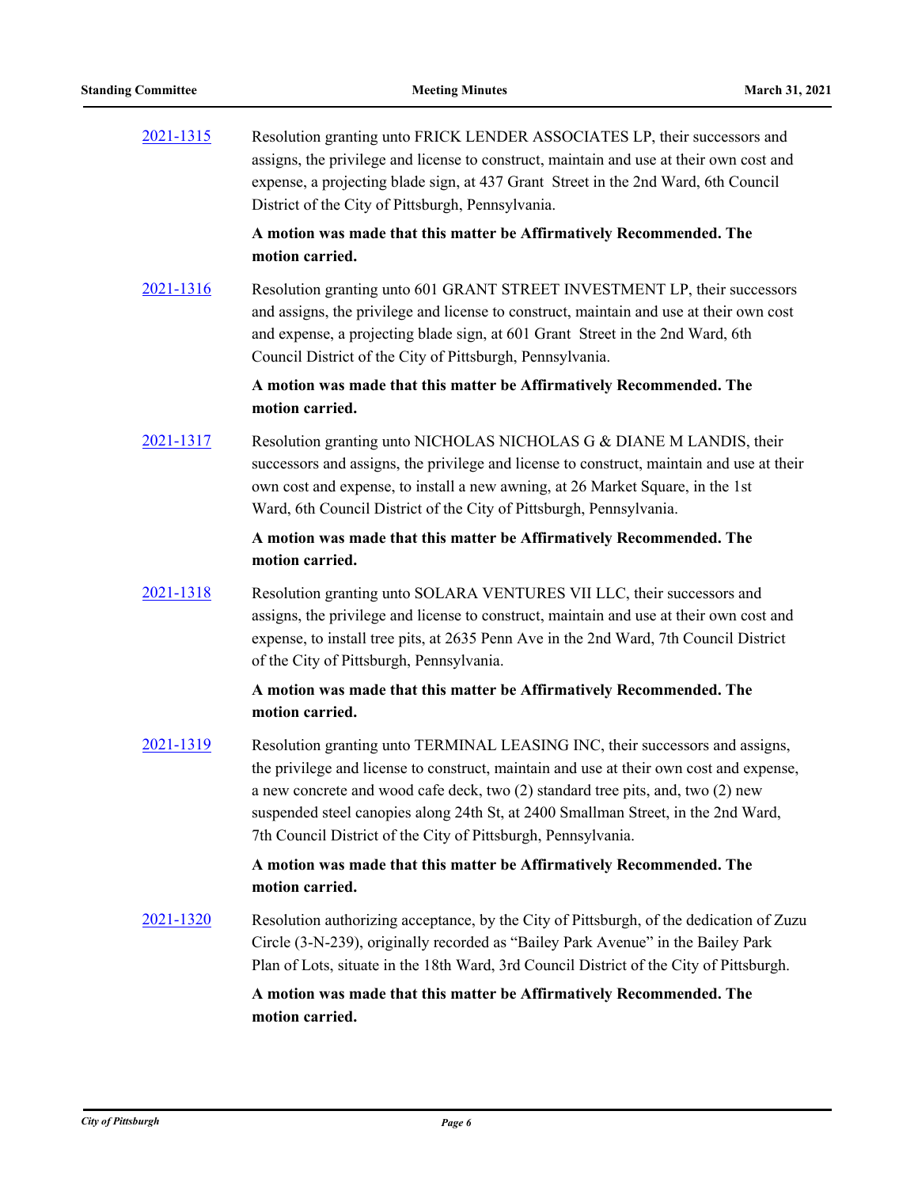2021-1315 Resolution granting unto FRICK LENDER ASSOCIATES LP, their successors and assigns, the privilege and license to construct, maintain and use at their own cost and expense, a projecting blade sign, at 437 Grant Street in the 2nd Ward, 6th Council District of the City of Pittsburgh, Pennsylvania.

**A motion was made that this matter be Affirmatively Recommended. The motion carried.**

2021-1316 Resolution granting unto 601 GRANT STREET INVESTMENT LP, their successors and assigns, the privilege and license to construct, maintain and use at their own cost and expense, a projecting blade sign, at 601 Grant Street in the 2nd Ward, 6th Council District of the City of Pittsburgh, Pennsylvania.

**A motion was made that this matter be Affirmatively Recommended. The motion carried.**

2021-1317 Resolution granting unto NICHOLAS NICHOLAS G & DIANE M LANDIS, their successors and assigns, the privilege and license to construct, maintain and use at their own cost and expense, to install a new awning, at 26 Market Square, in the 1st Ward, 6th Council District of the City of Pittsburgh, Pennsylvania.

**A motion was made that this matter be Affirmatively Recommended. The motion carried.**

2021-1318 Resolution granting unto SOLARA VENTURES VII LLC, their successors and assigns, the privilege and license to construct, maintain and use at their own cost and expense, to install tree pits, at 2635 Penn Ave in the 2nd Ward, 7th Council District of the City of Pittsburgh, Pennsylvania.

**A motion was made that this matter be Affirmatively Recommended. The motion carried.**

2021-1319 Resolution granting unto TERMINAL LEASING INC, their successors and assigns, the privilege and license to construct, maintain and use at their own cost and expense, a new concrete and wood cafe deck, two (2) standard tree pits, and, two (2) new suspended steel canopies along 24th St, at 2400 Smallman Street, in the 2nd Ward, 7th Council District of the City of Pittsburgh, Pennsylvania.

**A motion was made that this matter be Affirmatively Recommended. The motion carried.**

2021-1320 Resolution authorizing acceptance, by the City of Pittsburgh, of the dedication of Zuzu Circle (3-N-239), originally recorded as "Bailey Park Avenue" in the Bailey Park Plan of Lots, situate in the 18th Ward, 3rd Council District of the City of Pittsburgh.

**A motion was made that this matter be Affirmatively Recommended. The motion carried.**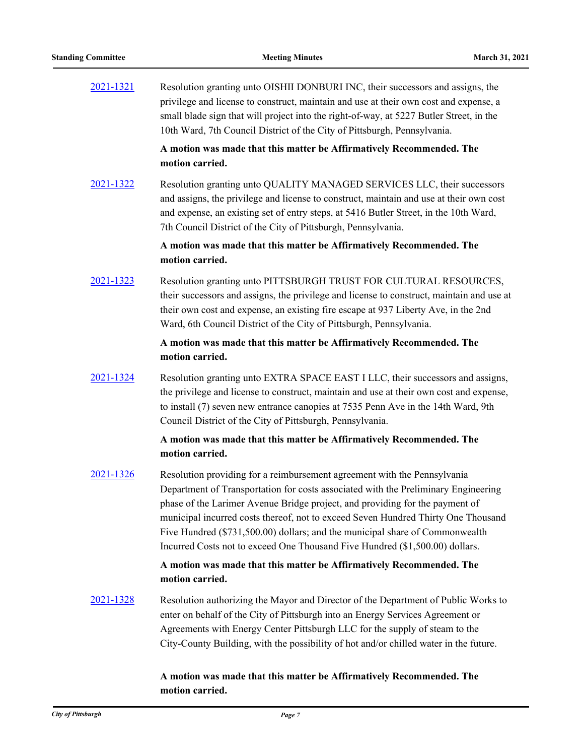[2021-1321](#) Resolution granting unto OISHII DONBURI INC, their successors and assigns, the privilege and license to construct, maintain and use at their own cost and expense, a small blade sign that will project into the right-of-way, at 5227 Butler Street, in the 10th Ward, 7th Council District of the City of Pittsburgh, Pennsylvania.

**A motion was made that this matter be Affirmatively Recommended. The motion carried.**

[2021-1322](#) Resolution granting unto QUALITY MANAGED SERVICES LLC, their successors and assigns, the privilege and license to construct, maintain and use at their own cost and expense, an existing set of entry steps, at 5416 Butler Street, in the 10th Ward, 7th Council District of the City of Pittsburgh, Pennsylvania.

**A motion was made that this matter be Affirmatively Recommended. The motion carried.**

[2021-1323](#) Resolution granting unto PITTSBURGH TRUST FOR CULTURAL RESOURCES, their successors and assigns, the privilege and license to construct, maintain and use at their own cost and expense, an existing fire escape at 937 Liberty Ave, in the 2nd Ward, 6th Council District of the City of Pittsburgh, Pennsylvania.

**A motion was made that this matter be Affirmatively Recommended. The motion carried.**

[2021-1324](#) Resolution granting unto EXTRA SPACE EAST I LLC, their successors and assigns, the privilege and license to construct, maintain and use at their own cost and expense, to install (7) seven new entrance canopies at 7535 Penn Ave in the 14th Ward, 9th Council District of the City of Pittsburgh, Pennsylvania.

**A motion was made that this matter be Affirmatively Recommended. The motion carried.**

[2021-1326](#) Resolution providing for a reimbursement agreement with the Pennsylvania Department of Transportation for costs associated with the Preliminary Engineering phase of the Larimer Avenue Bridge project, and providing for the payment of municipal incurred costs thereof, not to exceed Seven Hundred Thirty One Thousand Five Hundred ($731,500.00) dollars; and the municipal share of Commonwealth Incurred Costs not to exceed One Thousand Five Hundred ($1,500.00) dollars.

**A motion was made that this matter be Affirmatively Recommended. The motion carried.**

[2021-1328](#) Resolution authorizing the Mayor and Director of the Department of Public Works to enter on behalf of the City of Pittsburgh into an Energy Services Agreement or Agreements with Energy Center Pittsburgh LLC for the supply of steam to the City-County Building, with the possibility of hot and/or chilled water in the future.

**A motion was made that this matter be Affirmatively Recommended. The motion carried.**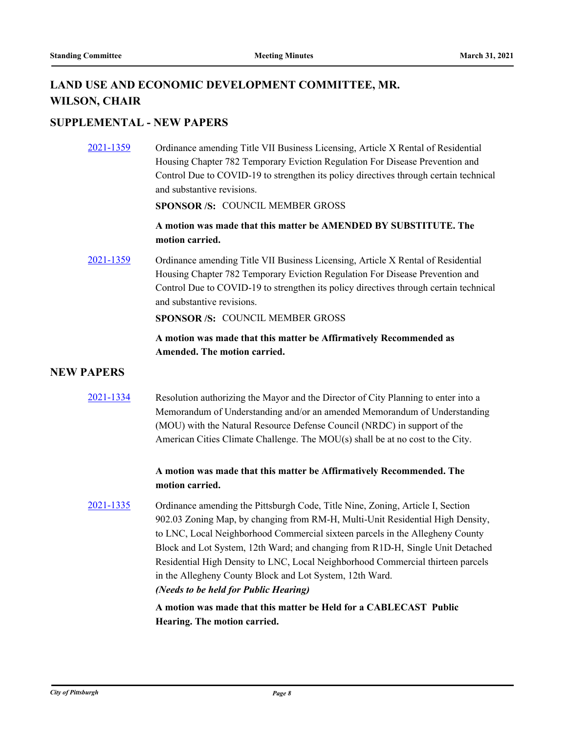## LAND USE AND ECONOMIC DEVELOPMENT COMMITTEE, MR. WILSON, CHAIR

### SUPPLEMENTAL - NEW PAPERS

[2021-1359](#) Ordinance amending Title VII Business Licensing, Article X Rental of Residential Housing Chapter 782 Temporary Eviction Regulation For Disease Prevention and Control Due to COVID-19 to strengthen its policy directives through certain technical and substantive revisions.

**SPONSOR /S:** COUNCIL MEMBER GROSS

**A motion was made that this matter be AMENDED BY SUBSTITUTE. The motion carried.**

[2021-1359](#) Ordinance amending Title VII Business Licensing, Article X Rental of Residential Housing Chapter 782 Temporary Eviction Regulation For Disease Prevention and Control Due to COVID-19 to strengthen its policy directives through certain technical and substantive revisions.

**SPONSOR /S:** COUNCIL MEMBER GROSS

**A motion was made that this matter be Affirmatively Recommended as Amended. The motion carried.**

### NEW PAPERS

[2021-1334](#) Resolution authorizing the Mayor and the Director of City Planning to enter into a Memorandum of Understanding and/or an amended Memorandum of Understanding (MOU) with the Natural Resource Defense Council (NRDC) in support of the American Cities Climate Challenge. The MOU(s) shall be at no cost to the City.

**A motion was made that this matter be Affirmatively Recommended. The motion carried.**

[2021-1335](#) Ordinance amending the Pittsburgh Code, Title Nine, Zoning, Article I, Section 902.03 Zoning Map, by changing from RM-H, Multi-Unit Residential High Density, to LNC, Local Neighborhood Commercial sixteen parcels in the Allegheny County Block and Lot System, 12th Ward; and changing from R1D-H, Single Unit Detached Residential High Density to LNC, Local Neighborhood Commercial thirteen parcels in the Allegheny County Block and Lot System, 12th Ward.
***(Needs to be held for Public Hearing)***

**A motion was made that this matter be Held for a CABLECAST Public Hearing. The motion carried.**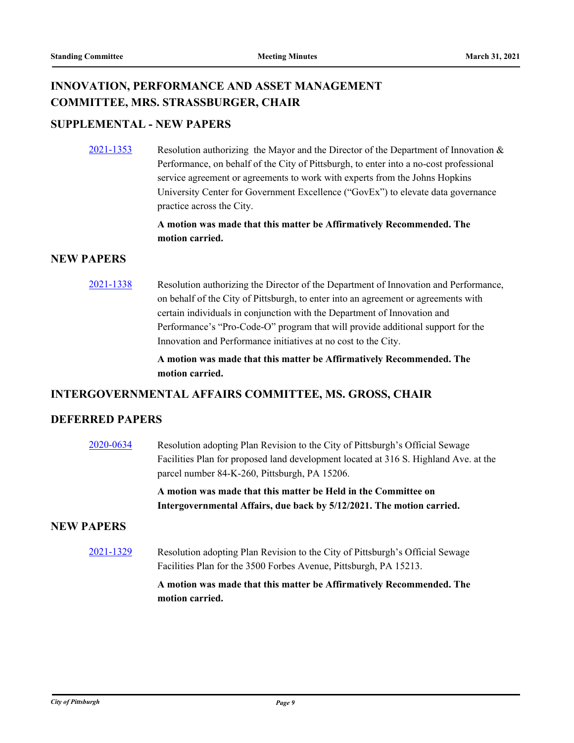## INNOVATION, PERFORMANCE AND ASSET MANAGEMENT COMMITTEE, MRS. STRASSBURGER, CHAIR

### SUPPLEMENTAL - NEW PAPERS

2021-1353 Resolution authorizing the Mayor and the Director of the Department of Innovation & Performance, on behalf of the City of Pittsburgh, to enter into a no-cost professional service agreement or agreements to work with experts from the Johns Hopkins University Center for Government Excellence ("GovEx") to elevate data governance practice across the City.

**A motion was made that this matter be Affirmatively Recommended. The motion carried.**

### NEW PAPERS

2021-1338 Resolution authorizing the Director of the Department of Innovation and Performance, on behalf of the City of Pittsburgh, to enter into an agreement or agreements with certain individuals in conjunction with the Department of Innovation and Performance's "Pro-Code-O" program that will provide additional support for the Innovation and Performance initiatives at no cost to the City.

**A motion was made that this matter be Affirmatively Recommended. The motion carried.**

## INTERGOVERNMENTAL AFFAIRS COMMITTEE, MS. GROSS, CHAIR

### DEFERRED PAPERS

2020-0634 Resolution adopting Plan Revision to the City of Pittsburgh's Official Sewage Facilities Plan for proposed land development located at 316 S. Highland Ave. at the parcel number 84-K-260, Pittsburgh, PA 15206.

**A motion was made that this matter be Held in the Committee on Intergovernmental Affairs, due back by 5/12/2021. The motion carried.**

### NEW PAPERS

2021-1329 Resolution adopting Plan Revision to the City of Pittsburgh's Official Sewage Facilities Plan for the 3500 Forbes Avenue, Pittsburgh, PA 15213.

**A motion was made that this matter be Affirmatively Recommended. The motion carried.**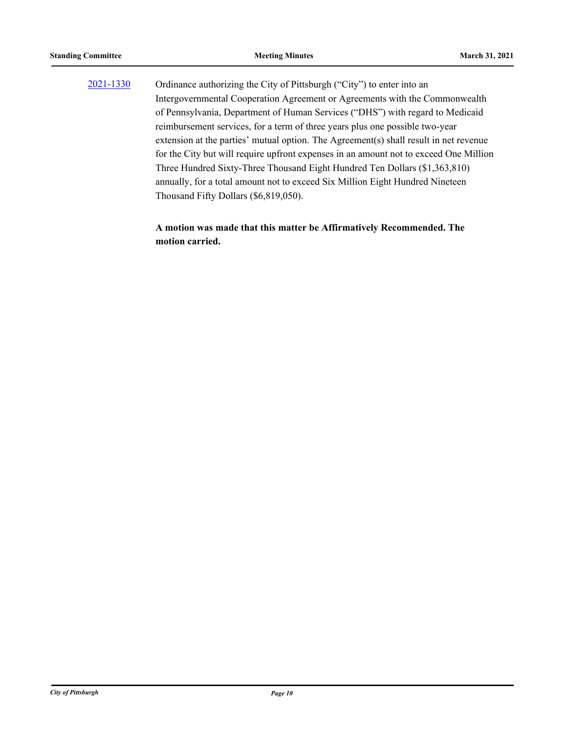2021-1330 Ordinance authorizing the City of Pittsburgh ("City") to enter into an Intergovernmental Cooperation Agreement or Agreements with the Commonwealth of Pennsylvania, Department of Human Services ("DHS") with regard to Medicaid reimbursement services, for a term of three years plus one possible two-year extension at the parties' mutual option. The Agreement(s) shall result in net revenue for the City but will require upfront expenses in an amount not to exceed One Million Three Hundred Sixty-Three Thousand Eight Hundred Ten Dollars ($1,363,810) annually, for a total amount not to exceed Six Million Eight Hundred Nineteen Thousand Fifty Dollars ($6,819,050).

**A motion was made that this matter be Affirmatively Recommended. The motion carried.**